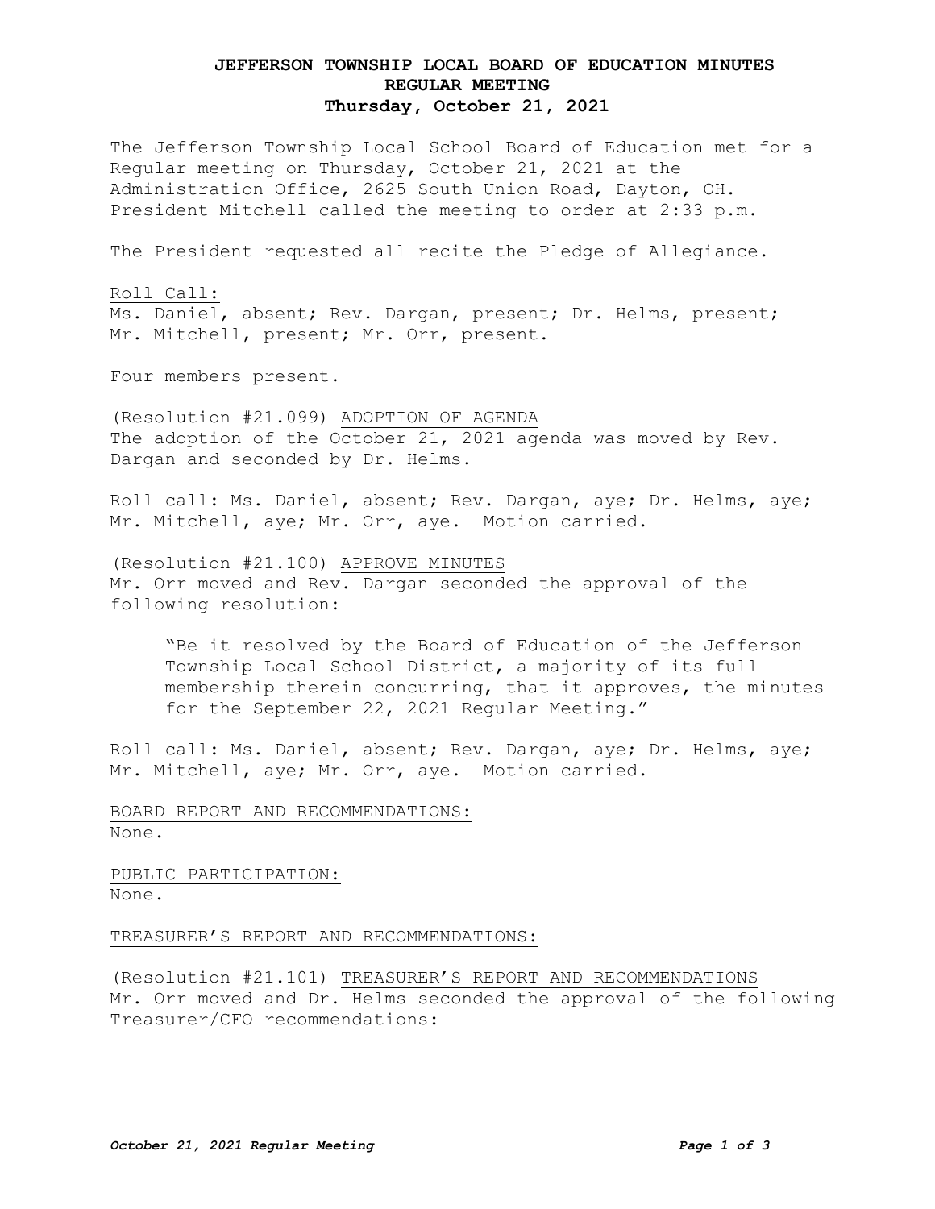# JEFFERSON TOWNSHIP LOCAL BOARD OF EDUCATION MINUTES
## REGULAR MEETING
### Thursday, October 21, 2021

The Jefferson Township Local School Board of Education met for a Regular meeting on Thursday, October 21, 2021 at the Administration Office, 2625 South Union Road, Dayton, OH. President Mitchell called the meeting to order at 2:33 p.m.

The President requested all recite the Pledge of Allegiance.

Roll Call:
Ms. Daniel, absent; Rev. Dargan, present; Dr. Helms, present; Mr. Mitchell, present; Mr. Orr, present.

Four members present.

(Resolution #21.099) ADOPTION OF AGENDA
The adoption of the October 21, 2021 agenda was moved by Rev. Dargan and seconded by Dr. Helms.

Roll call: Ms. Daniel, absent; Rev. Dargan, aye; Dr. Helms, aye; Mr. Mitchell, aye; Mr. Orr, aye. Motion carried.

(Resolution #21.100) APPROVE MINUTES
Mr. Orr moved and Rev. Dargan seconded the approval of the following resolution:

> "Be it resolved by the Board of Education of the Jefferson Township Local School District, a majority of its full membership therein concurring, that it approves, the minutes for the September 22, 2021 Regular Meeting."

Roll call: Ms. Daniel, absent; Rev. Dargan, aye; Dr. Helms, aye; Mr. Mitchell, aye; Mr. Orr, aye. Motion carried.

BOARD REPORT AND RECOMMENDATIONS:
None.

PUBLIC PARTICIPATION:
None.

TREASURER'S REPORT AND RECOMMENDATIONS:

(Resolution #21.101) TREASURER'S REPORT AND RECOMMENDATIONS
Mr. Orr moved and Dr. Helms seconded the approval of the following Treasurer/CFO recommendations: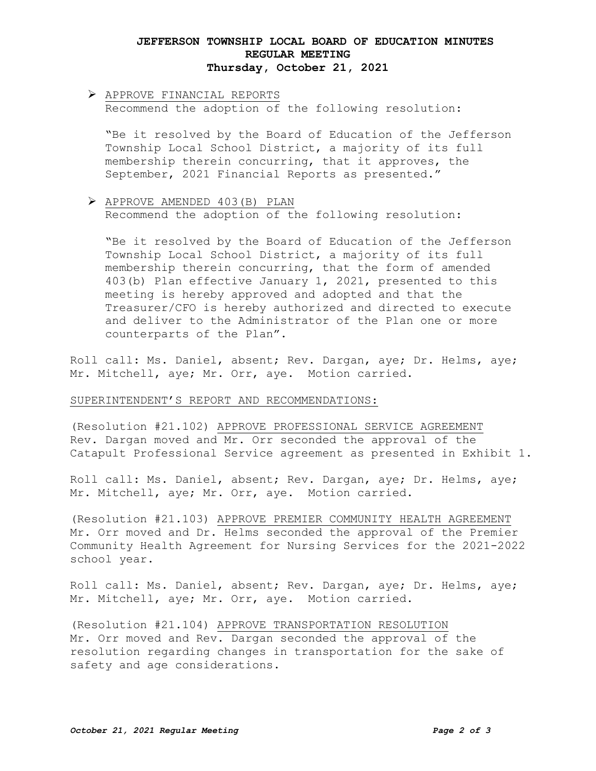# JEFFERSON TOWNSHIP LOCAL BOARD OF EDUCATION MINUTES
## REGULAR MEETING
### Thursday, October 21, 2021

- <u>APPROVE FINANCIAL REPORTS</u>
  Recommend the adoption of the following resolution:

  "Be it resolved by the Board of Education of the Jefferson Township Local School District, a majority of its full membership therein concurring, that it approves, the September, 2021 Financial Reports as presented."

- <u>APPROVE AMENDED 403(B) PLAN</u>
  Recommend the adoption of the following resolution:

  "Be it resolved by the Board of Education of the Jefferson Township Local School District, a majority of its full membership therein concurring, that the form of amended 403(b) Plan effective January 1, 2021, presented to this meeting is hereby approved and adopted and that the Treasurer/CFO is hereby authorized and directed to execute and deliver to the Administrator of the Plan one or more counterparts of the Plan".

Roll call: Ms. Daniel, absent; Rev. Dargan, aye; Dr. Helms, aye; Mr. Mitchell, aye; Mr. Orr, aye. Motion carried.

<u>SUPERINTENDENT'S REPORT AND RECOMMENDATIONS:</u>

(Resolution #21.102) <u>APPROVE PROFESSIONAL SERVICE AGREEMENT</u>
Rev. Dargan moved and Mr. Orr seconded the approval of the Catapult Professional Service agreement as presented in Exhibit 1.

Roll call: Ms. Daniel, absent; Rev. Dargan, aye; Dr. Helms, aye; Mr. Mitchell, aye; Mr. Orr, aye. Motion carried.

(Resolution #21.103) <u>APPROVE PREMIER COMMUNITY HEALTH AGREEMENT</u>
Mr. Orr moved and Dr. Helms seconded the approval of the Premier Community Health Agreement for Nursing Services for the 2021-2022 school year.

Roll call: Ms. Daniel, absent; Rev. Dargan, aye; Dr. Helms, aye; Mr. Mitchell, aye; Mr. Orr, aye. Motion carried.

(Resolution #21.104) <u>APPROVE TRANSPORTATION RESOLUTION</u>
Mr. Orr moved and Rev. Dargan seconded the approval of the resolution regarding changes in transportation for the sake of safety and age considerations.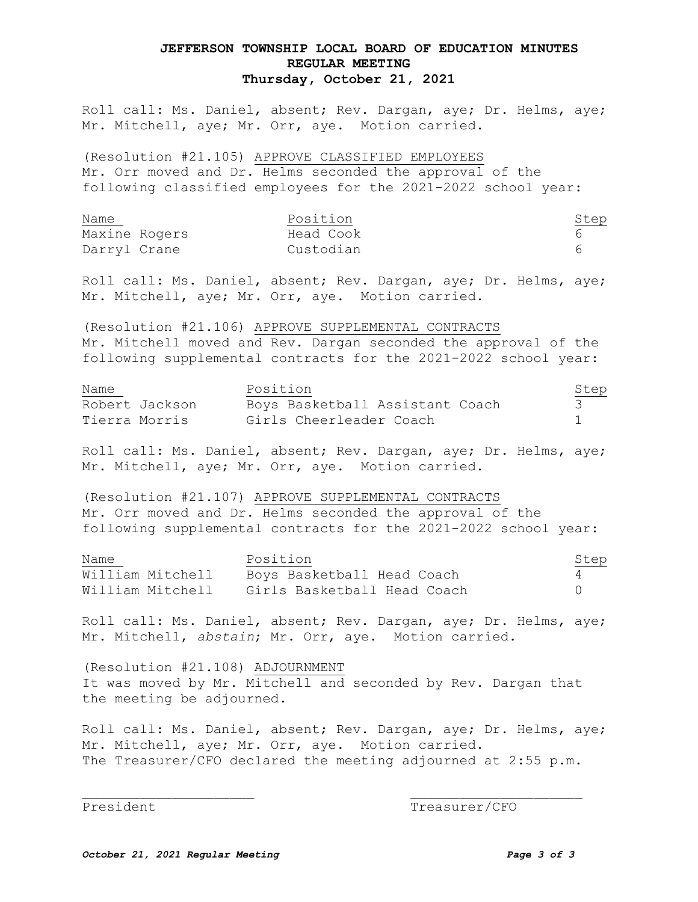# JEFFERSON TOWNSHIP LOCAL BOARD OF EDUCATION MINUTES
## REGULAR MEETING
### Thursday, October 21, 2021

Roll call: Ms. Daniel, absent; Rev. Dargan, aye; Dr. Helms, aye; Mr. Mitchell, aye; Mr. Orr, aye. Motion carried.

(Resolution #21.105) APPROVE CLASSIFIED EMPLOYEES
Mr. Orr moved and Dr. Helms seconded the approval of the following classified employees for the 2021-2022 school year:

| Name | Position | Step |
|---|---|---|
| Maxine Rogers | Head Cook | 6 |
| Darryl Crane | Custodian | 6 |

Roll call: Ms. Daniel, absent; Rev. Dargan, aye; Dr. Helms, aye; Mr. Mitchell, aye; Mr. Orr, aye. Motion carried.

(Resolution #21.106) APPROVE SUPPLEMENTAL CONTRACTS
Mr. Mitchell moved and Rev. Dargan seconded the approval of the following supplemental contracts for the 2021-2022 school year:

| Name | Position | Step |
|---|---|---|
| Robert Jackson | Boys Basketball Assistant Coach | 3 |
| Tierra Morris | Girls Cheerleader Coach | 1 |

Roll call: Ms. Daniel, absent; Rev. Dargan, aye; Dr. Helms, aye; Mr. Mitchell, aye; Mr. Orr, aye. Motion carried.

(Resolution #21.107) APPROVE SUPPLEMENTAL CONTRACTS
Mr. Orr moved and Dr. Helms seconded the approval of the following supplemental contracts for the 2021-2022 school year:

| Name | Position | Step |
|---|---|---|
| William Mitchell | Boys Basketball Head Coach | 4 |
| William Mitchell | Girls Basketball Head Coach | 0 |

Roll call: Ms. Daniel, absent; Rev. Dargan, aye; Dr. Helms, aye; Mr. Mitchell, *abstain*; Mr. Orr, aye. Motion carried.

(Resolution #21.108) ADJOURNMENT
It was moved by Mr. Mitchell and seconded by Rev. Dargan that the meeting be adjourned.

Roll call: Ms. Daniel, absent; Rev. Dargan, aye; Dr. Helms, aye; Mr. Mitchell, aye; Mr. Orr, aye. Motion carried.
The Treasurer/CFO declared the meeting adjourned at 2:55 p.m.

\_\_\_\_\_\_\_\_\_\_\_\_\_\_\_\_\_\_\_\_\_ President

\_\_\_\_\_\_\_\_\_\_\_\_\_\_\_\_\_\_\_\_\_ Treasurer/CFO